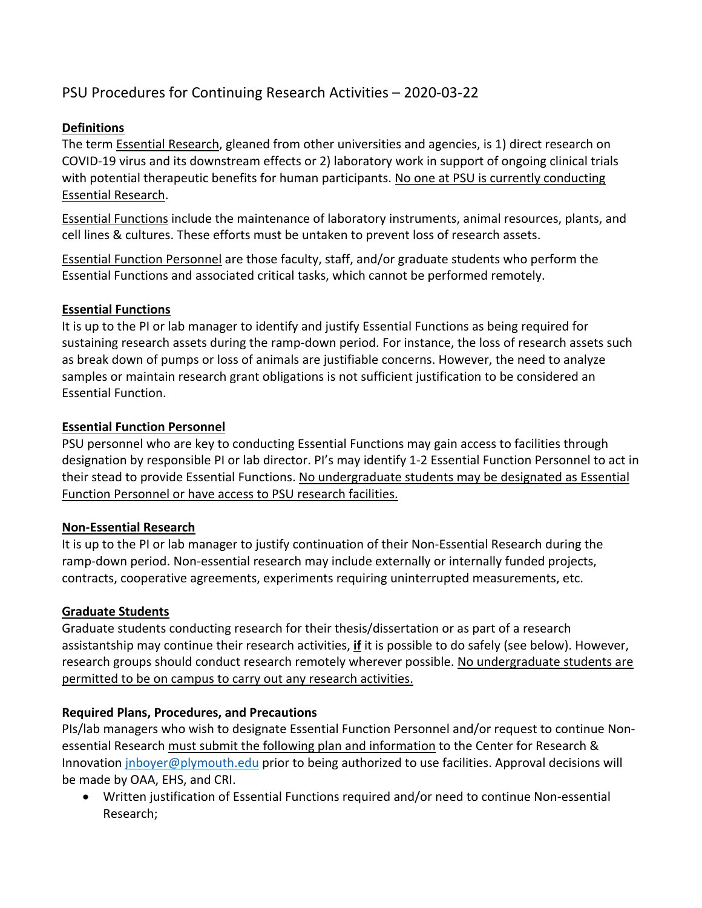# PSU Procedures for Continuing Research Activities – 2020-03-22

## Definitions

The term Essential Research, gleaned from other universities and agencies, is 1) direct research on COVID-19 virus and its downstream effects or 2) laboratory work in support of ongoing clinical trials with potential therapeutic benefits for human participants. No one at PSU is currently conducting Essential Research.

Essential Functions include the maintenance of laboratory instruments, animal resources, plants, and cell lines & cultures. These efforts must be untaken to prevent loss of research assets.

Essential Function Personnel are those faculty, staff, and/or graduate students who perform the Essential Functions and associated critical tasks, which cannot be performed remotely.

## Essential Functions

It is up to the PI or lab manager to identify and justify Essential Functions as being required for sustaining research assets during the ramp-down period. For instance, the loss of research assets such as break down of pumps or loss of animals are justifiable concerns. However, the need to analyze samples or maintain research grant obligations is not sufficient justification to be considered an Essential Function.

## Essential Function Personnel

PSU personnel who are key to conducting Essential Functions may gain access to facilities through designation by responsible PI or lab director. PI's may identify 1-2 Essential Function Personnel to act in their stead to provide Essential Functions. No undergraduate students may be designated as Essential Function Personnel or have access to PSU research facilities.

## Non-Essential Research

It is up to the PI or lab manager to justify continuation of their Non-Essential Research during the ramp-down period. Non-essential research may include externally or internally funded projects, contracts, cooperative agreements, experiments requiring uninterrupted measurements, etc.

## Graduate Students

Graduate students conducting research for their thesis/dissertation or as part of a research assistantship may continue their research activities, **if** it is possible to do safely (see below). However, research groups should conduct research remotely wherever possible. No undergraduate students are permitted to be on campus to carry out any research activities.

### Required Plans, Procedures, and Precautions

PIs/lab managers who wish to designate Essential Function Personnel and/or request to continue Non-essential Research must submit the following plan and information to the Center for Research & Innovation jnboyer@plymouth.edu prior to being authorized to use facilities. Approval decisions will be made by OAA, EHS, and CRI.

- Written justification of Essential Functions required and/or need to continue Non-essential Research;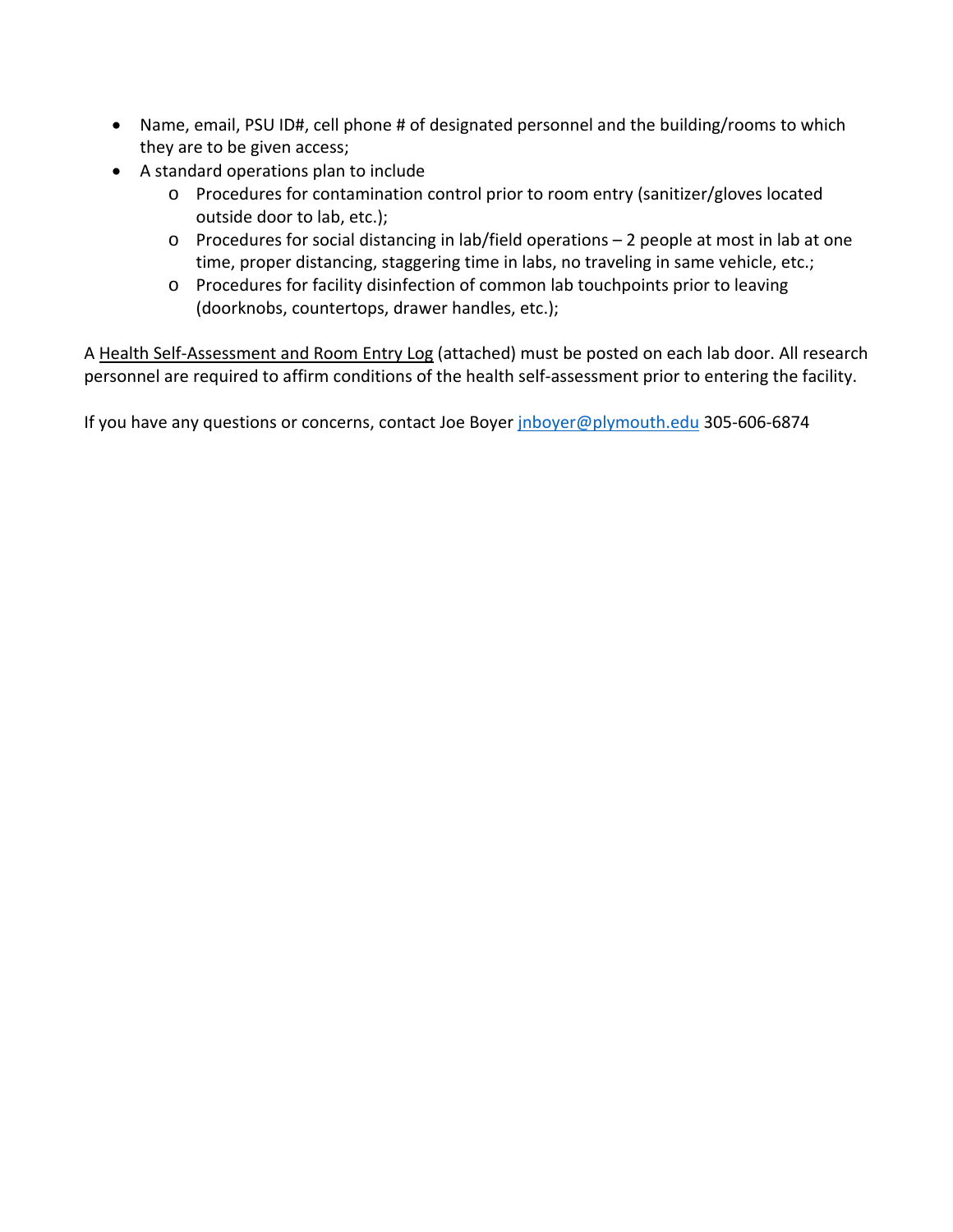- Name, email, PSU ID#, cell phone # of designated personnel and the building/rooms to which they are to be given access;
- A standard operations plan to include
  - Procedures for contamination control prior to room entry (sanitizer/gloves located outside door to lab, etc.);
  - Procedures for social distancing in lab/field operations – 2 people at most in lab at one time, proper distancing, staggering time in labs, no traveling in same vehicle, etc.;
  - Procedures for facility disinfection of common lab touchpoints prior to leaving (doorknobs, countertops, drawer handles, etc.);

A Health Self-Assessment and Room Entry Log (attached) must be posted on each lab door. All research personnel are required to affirm conditions of the health self-assessment prior to entering the facility.

If you have any questions or concerns, contact Joe Boyer [jnboyer@plymouth.edu](mailto:jnboyer@plymouth.edu) 305-606-6874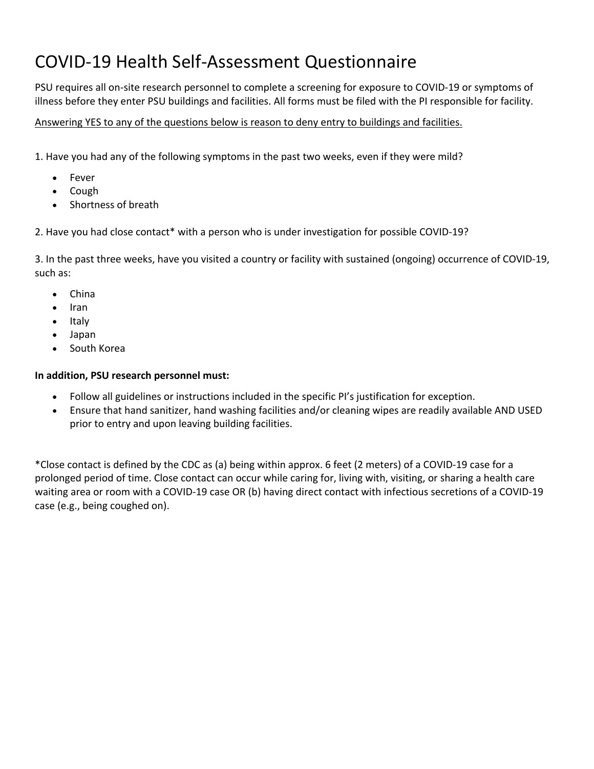# COVID-19 Health Self-Assessment Questionnaire

PSU requires all on-site research personnel to complete a screening for exposure to COVID-19 or symptoms of illness before they enter PSU buildings and facilities. All forms must be filed with the PI responsible for facility.

<u>Answering YES to any of the questions below is reason to deny entry to buildings and facilities.</u>

1. Have you had any of the following symptoms in the past two weeks, even if they were mild?

- Fever
- Cough
- Shortness of breath

2. Have you had close contact* with a person who is under investigation for possible COVID-19?

3. In the past three weeks, have you visited a country or facility with sustained (ongoing) occurrence of COVID-19, such as:

- China
- Iran
- Italy
- Japan
- South Korea

**In addition, PSU research personnel must:**

- Follow all guidelines or instructions included in the specific PI's justification for exception.
- Ensure that hand sanitizer, hand washing facilities and/or cleaning wipes are readily available AND USED prior to entry and upon leaving building facilities.

*Close contact is defined by the CDC as (a) being within approx. 6 feet (2 meters) of a COVID-19 case for a prolonged period of time. Close contact can occur while caring for, living with, visiting, or sharing a health care waiting area or room with a COVID-19 case OR (b) having direct contact with infectious secretions of a COVID-19 case (e.g., being coughed on).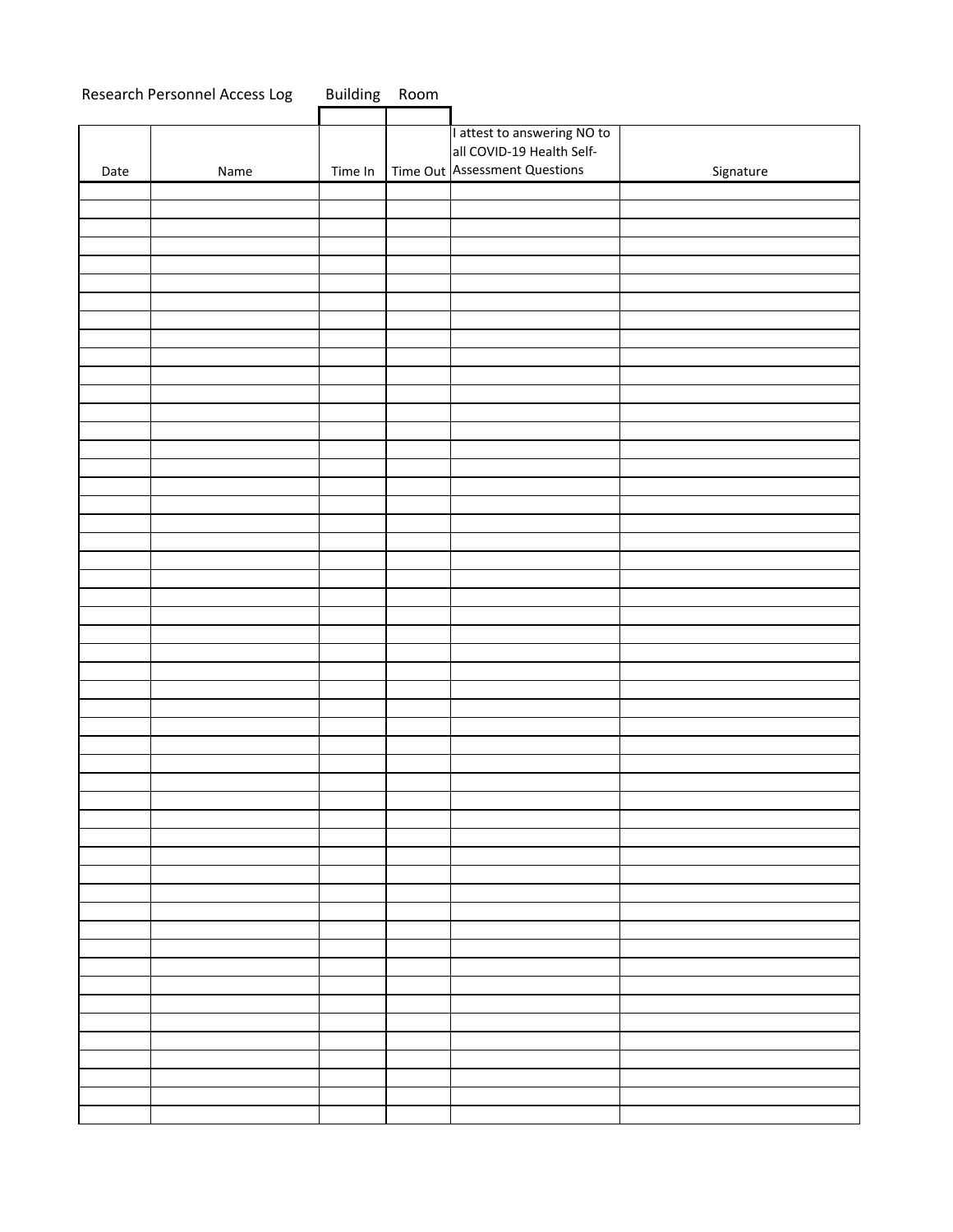Research Personnel Access Log

| Building | Room |
|---|---|
| | |

| Date | Name | Time In | Time Out | I attest to answering NO to all COVID-19 Health Self-Assessment Questions | Signature |
|---|---|---|---|---|---|
| | | | | | |
| | | | | | |
| | | | | | |
| | | | | | |
| | | | | | |
| | | | | | |
| | | | | | |
| | | | | | |
| | | | | | |
| | | | | | |
| | | | | | |
| | | | | | |
| | | | | | |
| | | | | | |
| | | | | | |
| | | | | | |
| | | | | | |
| | | | | | |
| | | | | | |
| | | | | | |
| | | | | | |
| | | | | | |
| | | | | | |
| | | | | | |
| | | | | | |
| | | | | | |
| | | | | | |
| | | | | | |
| | | | | | |
| | | | | | |
| | | | | | |
| | | | | | |
| | | | | | |
| | | | | | |
| | | | | | |
| | | | | | |
| | | | | | |
| | | | | | |
| | | | | | |
| | | | | | |
| | | | | | |
| | | | | | |
| | | | | | |
| | | | | | |
| | | | | | |
| | | | | | |
| | | | | | |
| | | | | | |
| | | | | | |
| | | | | | |
| | | | | | |
| | | | | | |
| | | | | | |
| | | | | | |
| | | | | | |
| | | | | | |
| | | | | | |
| | | | | | |
| | | | | | |
| | | | | | |
| | | | | | |
| | | | | | |
| | | | | | |
| | | | | | |
| | | | | | |
| | | | | | |
| | | | | | |
| | | | | | |
| | | | | | |
| | | | | | |
| | | | | | |
| | | | | | |
| | | | | | |
| | | | | | |
| | | | | | |
| | | | | | |
| | | | | | |
| | | | | | |
| | | | | | |
| | | | | | |
| | | | | | |
| | | | | | |
| | | | | | |
| | | | | | |
| | | | | | |
| | | | | | |
| | | | | | |
| | | | | | |
| | | | | | |
| | | | | | |
| | | | | | |
| | | | | | |
| | | | | | |
| | | | | | |
| | | | | | |
| | | | | | |
| | | | | | |
| | | | | | |
| | | | | | |
| | | | | | |